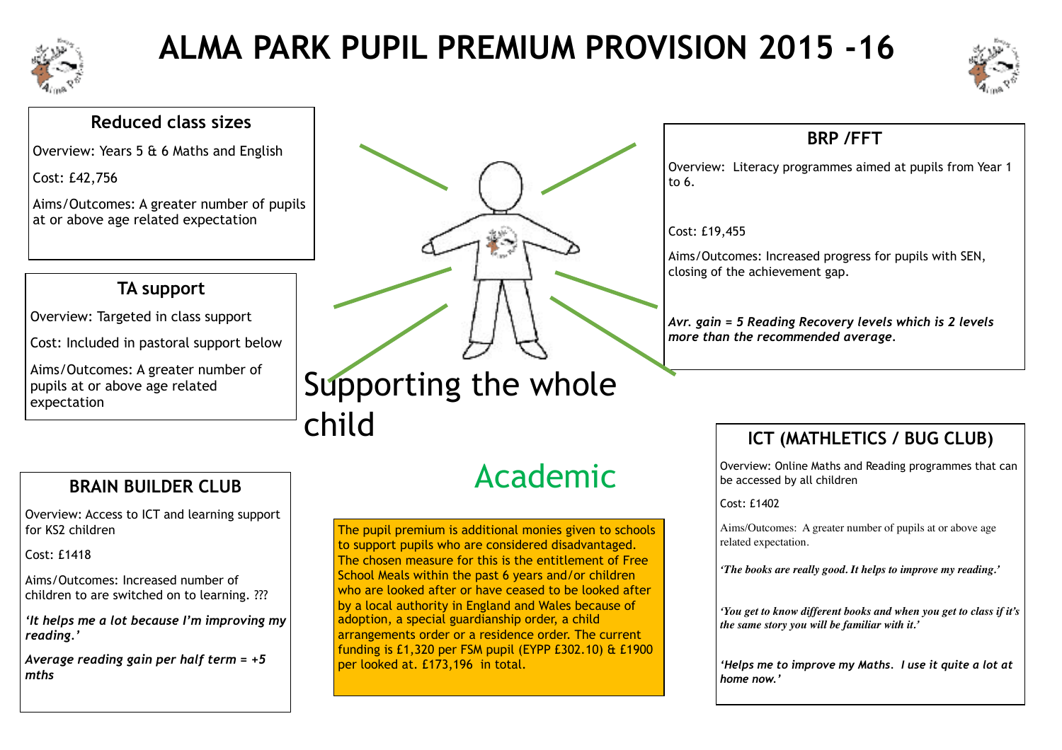# ALMA PARK PUPIL PREMIUM PROVISION 2015 -16

### Reduced class sizes

Overview: Years 5 & 6 Maths and English

Cost: £42,756

Aims/Outcomes: A greater number of pupils at or above age related expectation

### TA support

Overview: Targeted in class support

Cost: Included in pastoral support below

Aims/Outcomes: A greater number of pupils at or above age related expectation

### BRAIN BUILDER CLUB

Overview: Access to ICT and learning support for KS2 children

Cost: £1418

Aims/Outcomes: Increased number of children to are switched on to learning. ???

*'It helps me a lot because I'm improving my reading.'*

*Average reading gain per half term = +5 mths*

## Supporting the whole child

## Academic

The pupil premium is additional monies given to schools to support pupils who are considered disadvantaged. The chosen measure for this is the entitlement of Free School Meals within the past 6 years and/or children who are looked after or have ceased to be looked after by a local authority in England and Wales because of adoption, a special guardianship order, a child arrangements order or a residence order. The current funding is £1,320 per FSM pupil (EYPP £302.10) & £1900 per looked at. £173,196 in total.

### BRP /FFT

Overview: Literacy programmes aimed at pupils from Year 1 to 6.

Cost: £19,455

Aims/Outcomes: Increased progress for pupils with SEN, closing of the achievement gap.

***Avr. gain = 5 Reading Recovery levels which is 2 levels more than the recommended average.***

### ICT (MATHLETICS / BUG CLUB)

Overview: Online Maths and Reading programmes that can be accessed by all children

Cost: £1402

Aims/Outcomes: A greater number of pupils at or above age related expectation.

***'The books are really good. It helps to improve my reading.'***

***'You get to know different books and when you get to class if it's the same story you will be familiar with it.'***

***'Helps me to improve my Maths. I use it quite a lot at home now.'***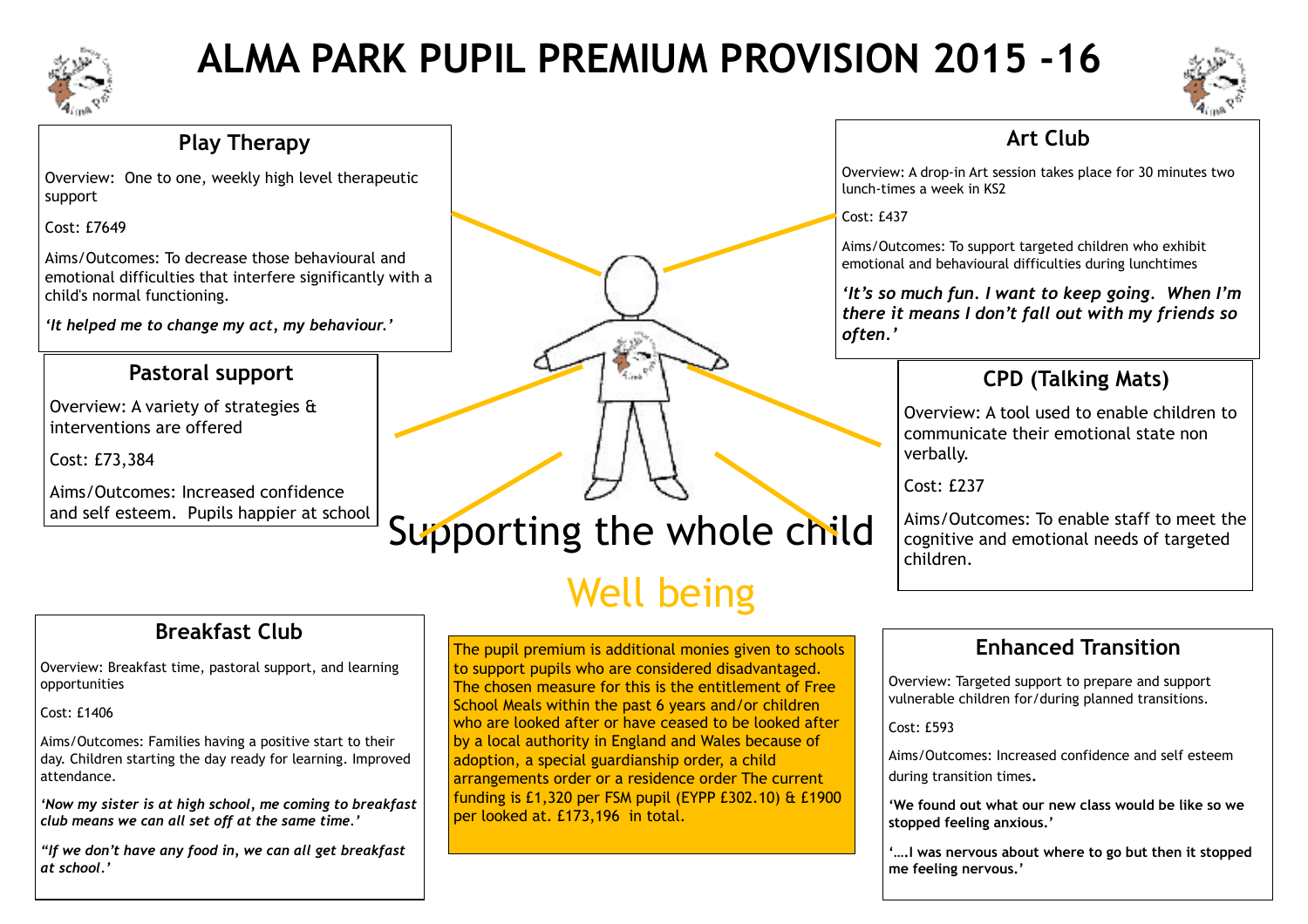# ALMA PARK PUPIL PREMIUM PROVISION 2015 -16

## Play Therapy

Overview: One to one, weekly high level therapeutic support

Cost: £7649

Aims/Outcomes: To decrease those behavioural and emotional difficulties that interfere significantly with a child's normal functioning.

***'It helped me to change my act, my behaviour.'***

## Pastoral support

Overview: A variety of strategies & interventions are offered

Cost: £73,384

Aims/Outcomes: Increased confidence and self esteem. Pupils happier at school

## Art Club

Overview: A drop-in Art session takes place for 30 minutes two lunch-times a week in KS2

Cost: £437

Aims/Outcomes: To support targeted children who exhibit emotional and behavioural difficulties during lunchtimes

***'It's so much fun. I want to keep going. When I'm there it means I don't fall out with my friends so often.'***

## CPD (Talking Mats)

Overview: A tool used to enable children to communicate their emotional state non verbally.

Cost: £237

Aims/Outcomes: To enable staff to meet the cognitive and emotional needs of targeted children.

# Supporting the whole child

## Well being

## Breakfast Club

Overview: Breakfast time, pastoral support, and learning opportunities

Cost: £1406

Aims/Outcomes: Families having a positive start to their day. Children starting the day ready for learning. Improved attendance.

***'Now my sister is at high school, me coming to breakfast club means we can all set off at the same time.'***

***"If we don't have any food in, we can all get breakfast at school.'***

The pupil premium is additional monies given to schools to support pupils who are considered disadvantaged. The chosen measure for this is the entitlement of Free School Meals within the past 6 years and/or children who are looked after or have ceased to be looked after by a local authority in England and Wales because of adoption, a special guardianship order, a child arrangements order or a residence order The current funding is £1,320 per FSM pupil (EYPP £302.10) & £1900 per looked at. £173,196 in total.

## Enhanced Transition

Overview: Targeted support to prepare and support vulnerable children for/during planned transitions.

Cost: £593

Aims/Outcomes: Increased confidence and self esteem during transition times.

**'We found out what our new class would be like so we stopped feeling anxious.'**

**'….I was nervous about where to go but then it stopped me feeling nervous.'**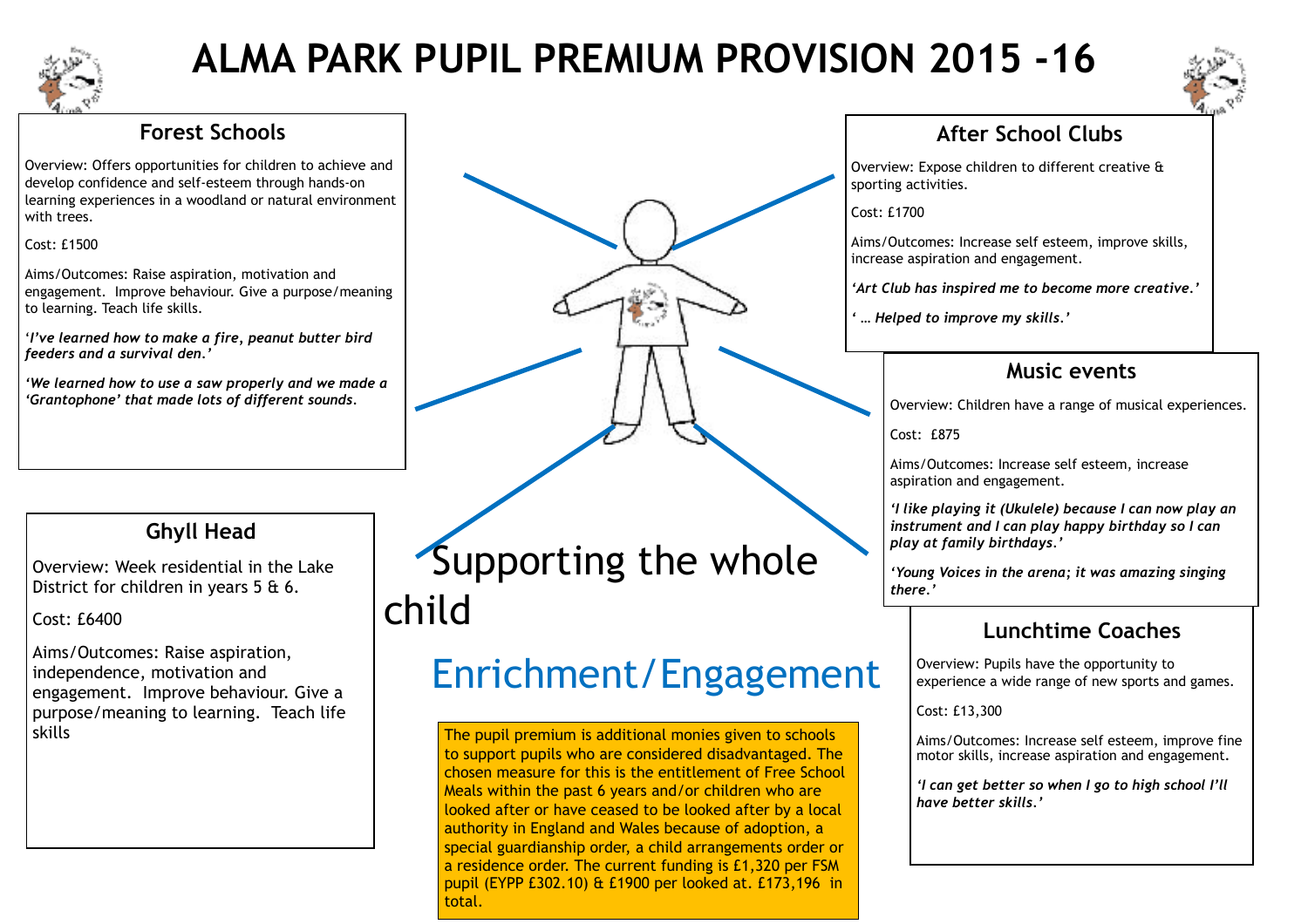# ALMA PARK PUPIL PREMIUM PROVISION 2015 -16

## Supporting the whole child

## Enrichment/Engagement

### Forest Schools

Overview: Offers opportunities for children to achieve and develop confidence and self-esteem through hands-on learning experiences in a woodland or natural environment with trees.

Cost: £1500

Aims/Outcomes: Raise aspiration, motivation and engagement. Improve behaviour. Give a purpose/meaning to learning. Teach life skills.

***'I've learned how to make a fire, peanut butter bird feeders and a survival den.'***

***'We learned how to use a saw properly and we made a 'Grantophone' that made lots of different sounds.***

### Ghyll Head

Overview: Week residential in the Lake District for children in years 5 & 6.

Cost: £6400

Aims/Outcomes: Raise aspiration, independence, motivation and engagement. Improve behaviour. Give a purpose/meaning to learning. Teach life skills

### After School Clubs

Overview: Expose children to different creative & sporting activities.

Cost: £1700

Aims/Outcomes: Increase self esteem, improve skills, increase aspiration and engagement.

***'Art Club has inspired me to become more creative.'***

***' … Helped to improve my skills.'***

### Music events

Overview: Children have a range of musical experiences.

Cost: £875

Aims/Outcomes: Increase self esteem, increase aspiration and engagement.

***'I like playing it (Ukulele) because I can now play an instrument and I can play happy birthday so I can play at family birthdays.'***

***'Young Voices in the arena; it was amazing singing there.'***

### Lunchtime Coaches

Overview: Pupils have the opportunity to experience a wide range of new sports and games.

Cost: £13,300

Aims/Outcomes: Increase self esteem, improve fine motor skills, increase aspiration and engagement.

***'I can get better so when I go to high school I'll have better skills.'***

The pupil premium is additional monies given to schools to support pupils who are considered disadvantaged. The chosen measure for this is the entitlement of Free School Meals within the past 6 years and/or children who are looked after or have ceased to be looked after by a local authority in England and Wales because of adoption, a special guardianship order, a child arrangements order or a residence order. The current funding is £1,320 per FSM pupil (EYPP £302.10) & £1900 per looked at. £173,196 in total.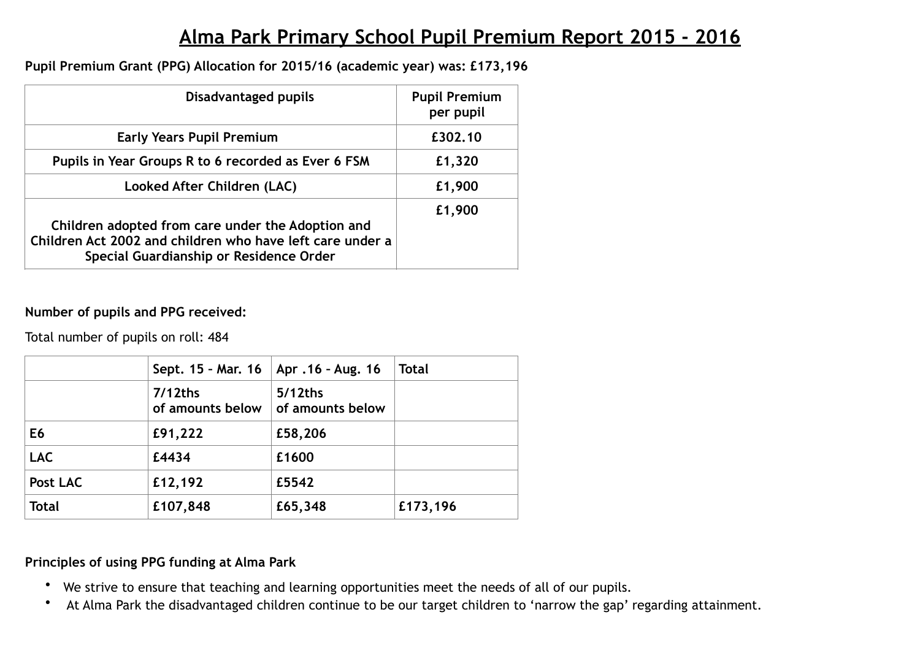# Alma Park Primary School Pupil Premium Report 2015 - 2016

**Pupil Premium Grant (PPG) Allocation for 2015/16 (academic year) was: £173,196**

| Disadvantaged pupils | Pupil Premium per pupil |
|---|---|
| Early Years Pupil Premium | £302.10 |
| Pupils in Year Groups R to 6 recorded as Ever 6 FSM | £1,320 |
| Looked After Children (LAC) | £1,900 |
| Children adopted from care under the Adoption and Children Act 2002 and children who have left care under a Special Guardianship or Residence Order | £1,900 |

**Number of pupils and PPG received:**

Total number of pupils on roll: 484

| | Sept. 15 – Mar. 16 | Apr .16 – Aug. 16 | Total |
|---|---|---|---|
| | 7/12ths of amounts below | 5/12ths of amounts below | |
| E6 | £91,222 | £58,206 | |
| LAC | £4434 | £1600 | |
| Post LAC | £12,192 | £5542 | |
| Total | £107,848 | £65,348 | £173,196 |

**Principles of using PPG funding at Alma Park**

- We strive to ensure that teaching and learning opportunities meet the needs of all of our pupils.
- At Alma Park the disadvantaged children continue to be our target children to 'narrow the gap' regarding attainment.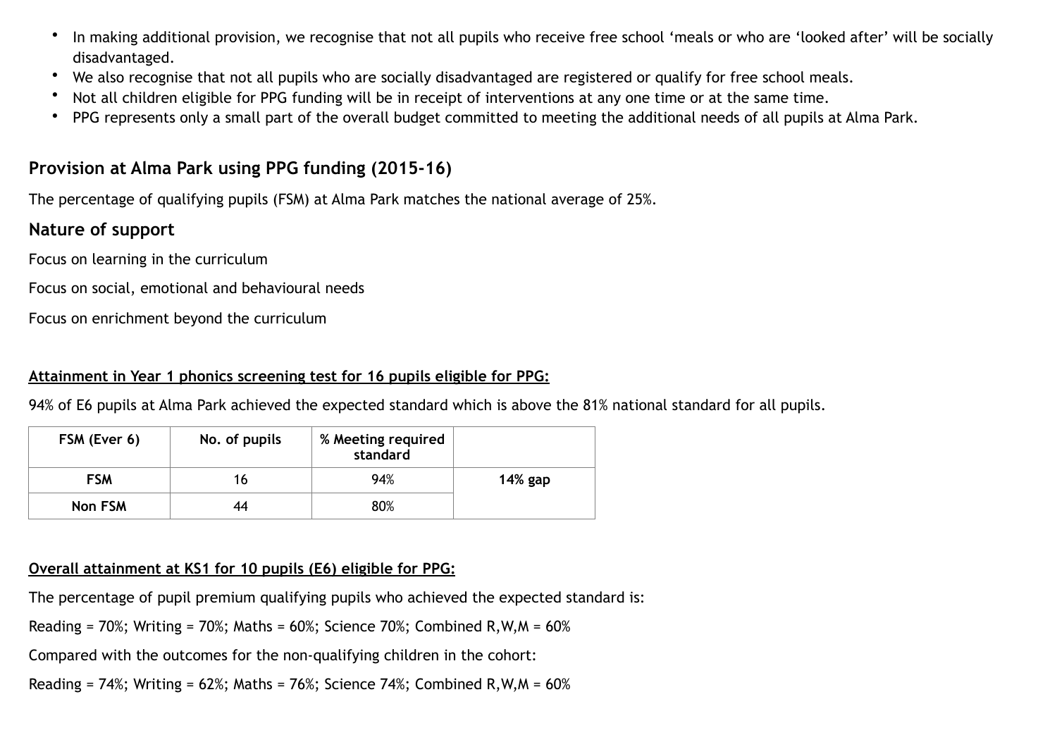- In making additional provision, we recognise that not all pupils who receive free school 'meals or who are 'looked after' will be socially disadvantaged.
- We also recognise that not all pupils who are socially disadvantaged are registered or qualify for free school meals.
- Not all children eligible for PPG funding will be in receipt of interventions at any one time or at the same time.
- PPG represents only a small part of the overall budget committed to meeting the additional needs of all pupils at Alma Park.

## Provision at Alma Park using PPG funding (2015-16)

The percentage of qualifying pupils (FSM) at Alma Park matches the national average of 25%.

## Nature of support

Focus on learning in the curriculum

Focus on social, emotional and behavioural needs

Focus on enrichment beyond the curriculum

**Attainment in Year 1 phonics screening test for 16 pupils eligible for PPG:**

94% of E6 pupils at Alma Park achieved the expected standard which is above the 81% national standard for all pupils.

| FSM (Ever 6) | No. of pupils | % Meeting required standard | |
|---|---|---|---|
| **FSM** | 16 | 94% | **14% gap** |
| **Non FSM** | 44 | 80% | |

**Overall attainment at KS1 for 10 pupils (E6) eligible for PPG:**

The percentage of pupil premium qualifying pupils who achieved the expected standard is:

Reading = 70%; Writing = 70%; Maths = 60%; Science 70%; Combined R,W,M = 60%

Compared with the outcomes for the non-qualifying children in the cohort:

Reading = 74%; Writing = 62%; Maths = 76%; Science 74%; Combined R,W,M = 60%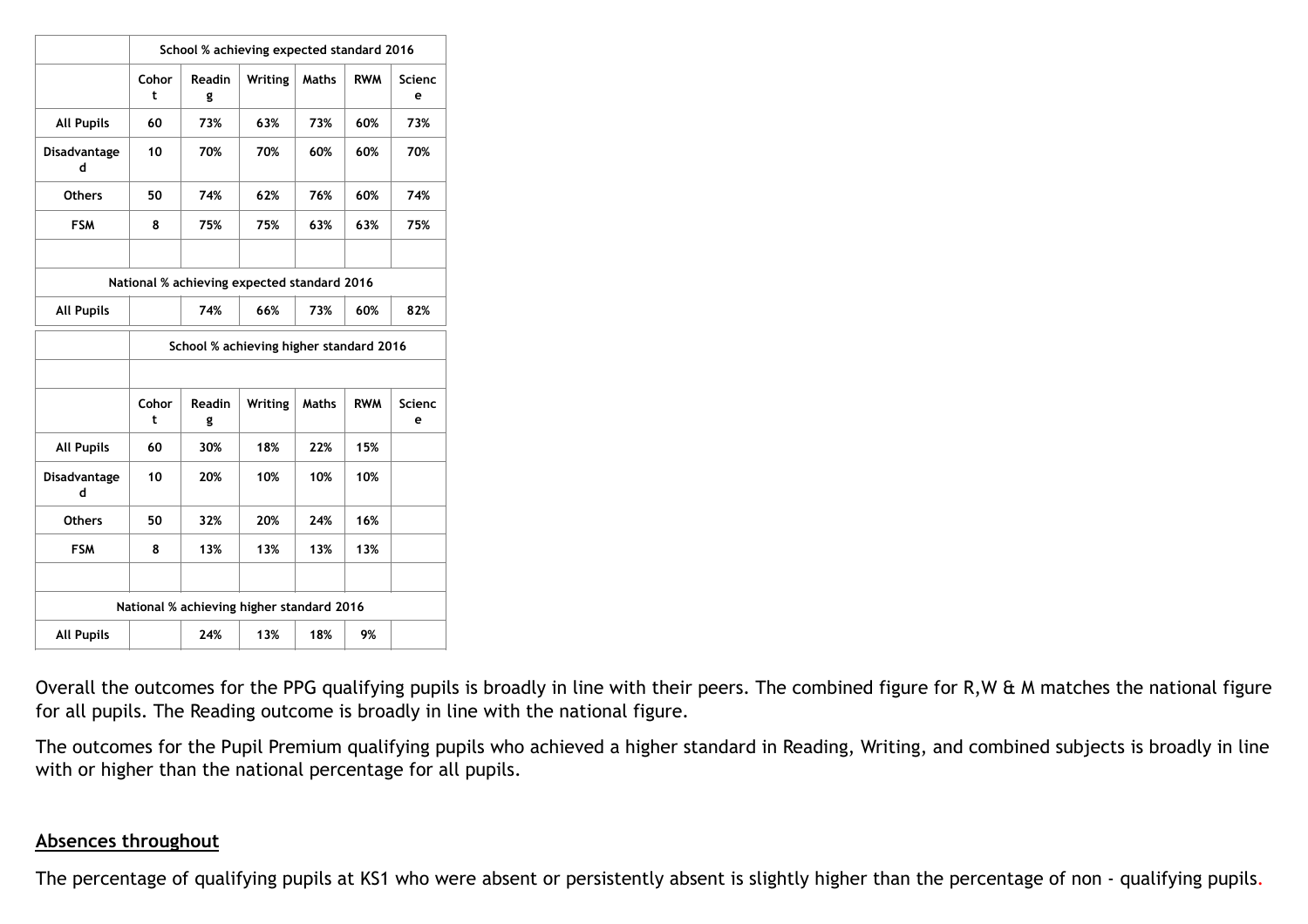| | School % achieving expected standard 2016 | | | | | |
|---|---|---|---|---|---|---|
| | Cohort | Reading | Writing | Maths | RWM | Science |
| All Pupils | 60 | 73% | 63% | 73% | 60% | 73% |
| Disadvantaged | 10 | 70% | 70% | 60% | 60% | 70% |
| Others | 50 | 74% | 62% | 76% | 60% | 74% |
| FSM | 8 | 75% | 75% | 63% | 63% | 75% |
| | | | | | | |
| National % achieving expected standard 2016 | | | | | | |
| All Pupils | | 74% | 66% | 73% | 60% | 82% |

| | School % achieving higher standard 2016 | | | | | |
|---|---|---|---|---|---|---|
| | | | | | | |
| | Cohort | Reading | Writing | Maths | RWM | Science |
| All Pupils | 60 | 30% | 18% | 22% | 15% | |
| Disadvantaged | 10 | 20% | 10% | 10% | 10% | |
| Others | 50 | 32% | 20% | 24% | 16% | |
| FSM | 8 | 13% | 13% | 13% | 13% | |
| | | | | | | |
| National % achieving higher standard 2016 | | | | | | |
| All Pupils | | 24% | 13% | 18% | 9% | |

Overall the outcomes for the PPG qualifying pupils is broadly in line with their peers. The combined figure for R,W & M matches the national figure for all pupils. The Reading outcome is broadly in line with the national figure.

The outcomes for the Pupil Premium qualifying pupils who achieved a higher standard in Reading, Writing, and combined subjects is broadly in line with or higher than the national percentage for all pupils.

**Absences throughout**

The percentage of qualifying pupils at KS1 who were absent or persistently absent is slightly higher than the percentage of non - qualifying pupils.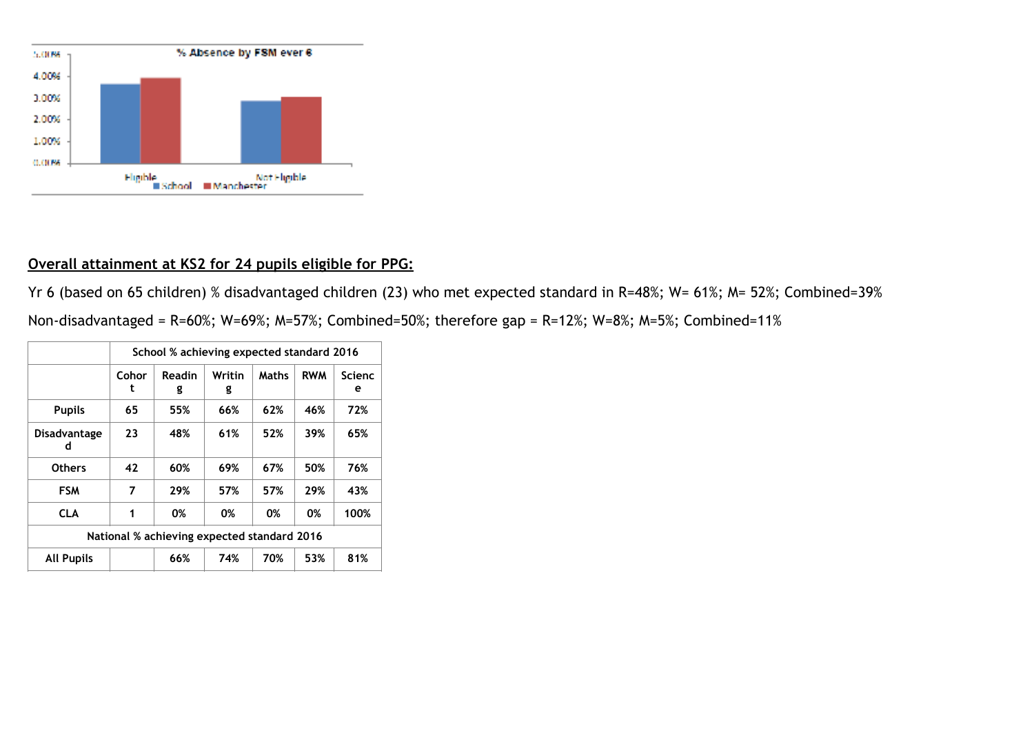**% Absence by FSM ever 6**

| | School | Manchester |
|---|---|---|
| Eligible | | |
| Not Eligible | | |

## Overall attainment at KS2 for 24 pupils eligible for PPG:

Yr 6 (based on 65 children) % disadvantaged children (23) who met expected standard in R=48%; W= 61%; M= 52%; Combined=39%

Non-disadvantaged = R=60%; W=69%; M=57%; Combined=50%; therefore gap = R=12%; W=8%; M=5%; Combined=11%

| | School % achieving expected standard 2016 | | | | | |
|---|---|---|---|---|---|---|
| | Cohort | Reading | Writing | Maths | RWM | Science |
| Pupils | 65 | 55% | 66% | 62% | 46% | 72% |
| Disadvantaged | 23 | 48% | 61% | 52% | 39% | 65% |
| Others | 42 | 60% | 69% | 67% | 50% | 76% |
| FSM | 7 | 29% | 57% | 57% | 29% | 43% |
| CLA | 1 | 0% | 0% | 0% | 0% | 100% |
| National % achieving expected standard 2016 | | | | | | |
| All Pupils | | 66% | 74% | 70% | 53% | 81% |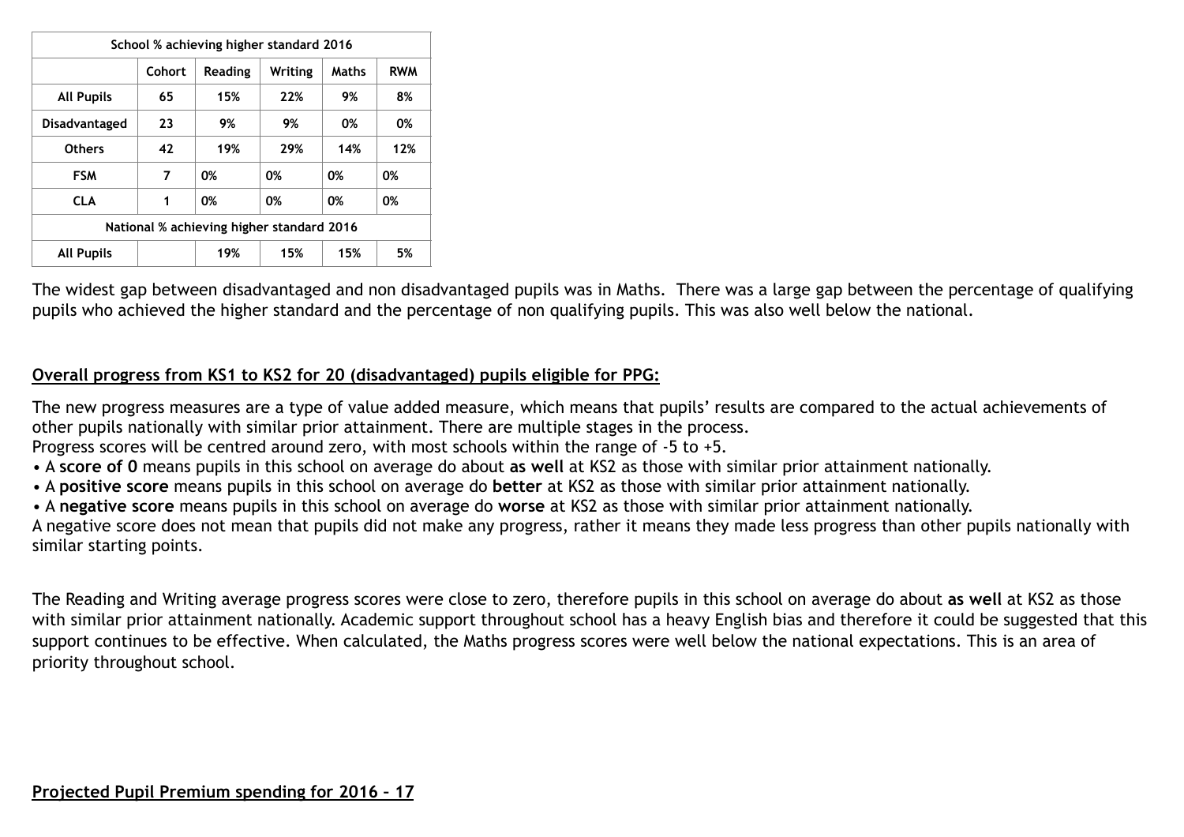| School % achieving higher standard 2016 | | | | | |
|---|---|---|---|---|---|
| | Cohort | Reading | Writing | Maths | RWM |
| All Pupils | 65 | 15% | 22% | 9% | 8% |
| Disadvantaged | 23 | 9% | 9% | 0% | 0% |
| Others | 42 | 19% | 29% | 14% | 12% |
| FSM | 7 | 0% | 0% | 0% | 0% |
| CLA | 1 | 0% | 0% | 0% | 0% |
| National % achieving higher standard 2016 | | | | | |
| All Pupils | | 19% | 15% | 15% | 5% |

The widest gap between disadvantaged and non disadvantaged pupils was in Maths. There was a large gap between the percentage of qualifying pupils who achieved the higher standard and the percentage of non qualifying pupils. This was also well below the national.

**Overall progress from KS1 to KS2 for 20 (disadvantaged) pupils eligible for PPG:**

The new progress measures are a type of value added measure, which means that pupils' results are compared to the actual achievements of other pupils nationally with similar prior attainment. There are multiple stages in the process.
Progress scores will be centred around zero, with most schools within the range of -5 to +5.

- A **score of 0** means pupils in this school on average do about **as well** at KS2 as those with similar prior attainment nationally.
- A **positive score** means pupils in this school on average do **better** at KS2 as those with similar prior attainment nationally.
- A **negative score** means pupils in this school on average do **worse** at KS2 as those with similar prior attainment nationally.

A negative score does not mean that pupils did not make any progress, rather it means they made less progress than other pupils nationally with similar starting points.

The Reading and Writing average progress scores were close to zero, therefore pupils in this school on average do about **as well** at KS2 as those with similar prior attainment nationally. Academic support throughout school has a heavy English bias and therefore it could be suggested that this support continues to be effective. When calculated, the Maths progress scores were well below the national expectations. This is an area of priority throughout school.

**Projected Pupil Premium spending for 2016 – 17**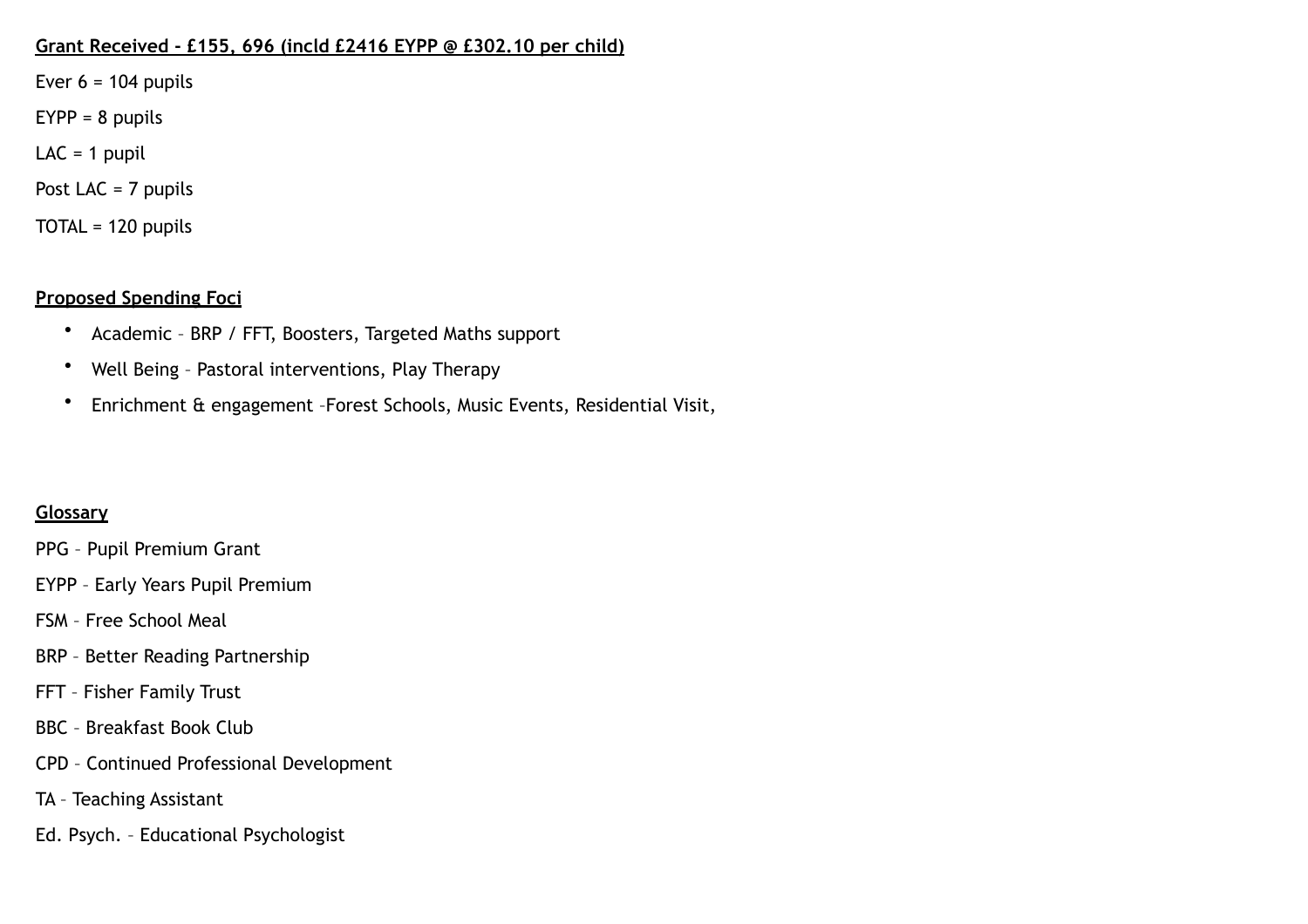**Grant Received – £155, 696 (incld £2416 EYPP @ £302.10 per child)**

Ever 6 = 104 pupils

EYPP = 8 pupils

LAC = 1 pupil

Post LAC = 7 pupils

TOTAL = 120 pupils

**Proposed Spending Foci**

- Academic – BRP / FFT, Boosters, Targeted Maths support
- Well Being – Pastoral interventions, Play Therapy
- Enrichment & engagement –Forest Schools, Music Events, Residential Visit,

**Glossary**

PPG – Pupil Premium Grant

EYPP – Early Years Pupil Premium

FSM – Free School Meal

BRP – Better Reading Partnership

FFT – Fisher Family Trust

BBC – Breakfast Book Club

CPD – Continued Professional Development

TA – Teaching Assistant

Ed. Psych. – Educational Psychologist